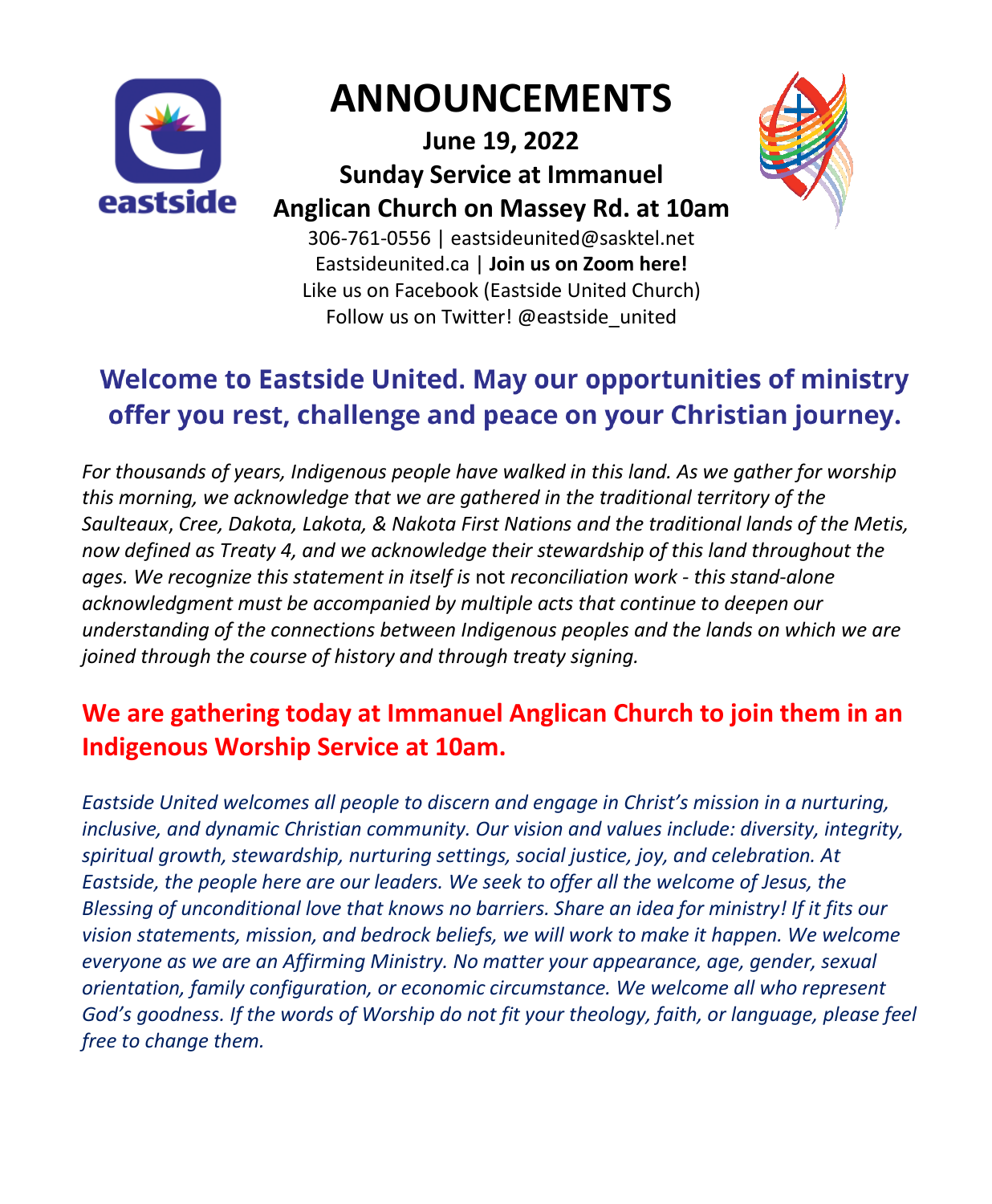# ANNOUNCEMENTS

**June 19, 2022**

**Sunday Service at Immanuel Anglican Church on Massey Rd. at 10am**

306-761-0556 | eastsideunited@sasktel.net
Eastsideunited.ca | **Join us on Zoom here!**
Like us on Facebook (Eastside United Church)
Follow us on Twitter! @eastside_united

## Welcome to Eastside United. May our opportunities of ministry offer you rest, challenge and peace on your Christian journey.

*For thousands of years, Indigenous people have walked in this land. As we gather for worship this morning, we acknowledge that we are gathered in the traditional territory of the Saulteaux, Cree, Dakota, Lakota, & Nakota First Nations and the traditional lands of the Metis, now defined as Treaty 4, and we acknowledge their stewardship of this land throughout the ages. We recognize this statement in itself is* not *reconciliation work - this stand-alone acknowledgment must be accompanied by multiple acts that continue to deepen our understanding of the connections between Indigenous peoples and the lands on which we are joined through the course of history and through treaty signing.*

**We are gathering today at Immanuel Anglican Church to join them in an Indigenous Worship Service at 10am.**

*Eastside United welcomes all people to discern and engage in Christ's mission in a nurturing, inclusive, and dynamic Christian community. Our vision and values include: diversity, integrity, spiritual growth, stewardship, nurturing settings, social justice, joy, and celebration. At Eastside, the people here are our leaders. We seek to offer all the welcome of Jesus, the Blessing of unconditional love that knows no barriers. Share an idea for ministry! If it fits our vision statements, mission, and bedrock beliefs, we will work to make it happen. We welcome everyone as we are an Affirming Ministry. No matter your appearance, age, gender, sexual orientation, family configuration, or economic circumstance. We welcome all who represent God's goodness. If the words of Worship do not fit your theology, faith, or language, please feel free to change them.*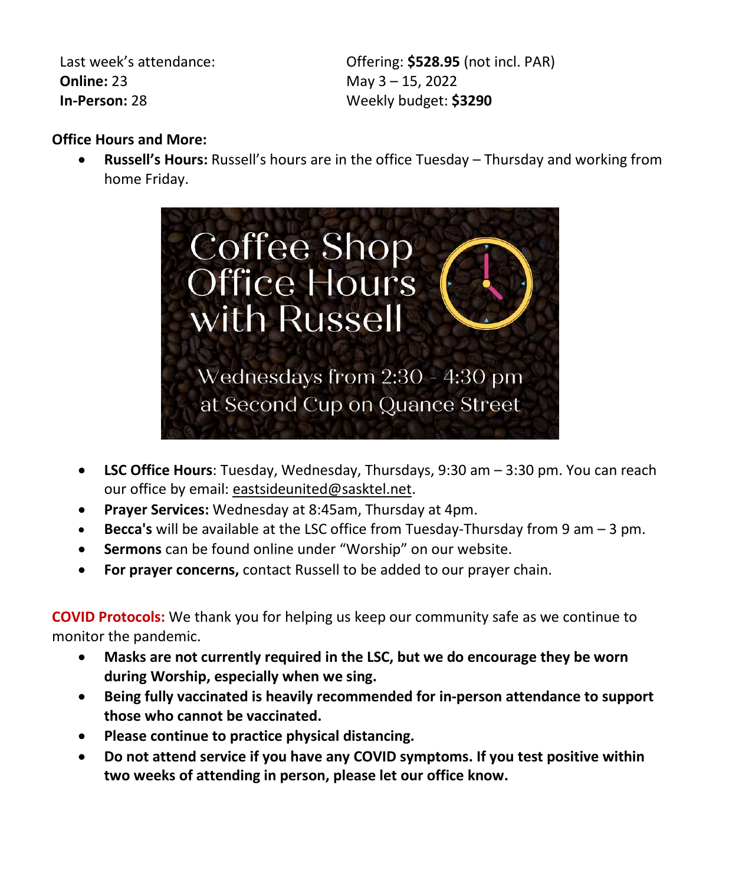Last week's attendance:
**Online:** 23
**In-Person:** 28

Offering: **$528.95** (not incl. PAR)
May 3 – 15, 2022
Weekly budget: **$3290**

**Office Hours and More:**

- **Russell's Hours:** Russell's hours are in the office Tuesday – Thursday and working from home Friday.

Coffee Shop Office Hours with Russell

Wednesdays from 2:30 - 4:30 pm at Second Cup on Quance Street

- **LSC Office Hours**: Tuesday, Wednesday, Thursdays, 9:30 am – 3:30 pm. You can reach our office by email: eastsideunited@sasktel.net.
- **Prayer Services:** Wednesday at 8:45am, Thursday at 4pm.
- **Becca's** will be available at the LSC office from Tuesday-Thursday from 9 am – 3 pm.
- **Sermons** can be found online under "Worship" on our website.
- **For prayer concerns,** contact Russell to be added to our prayer chain.

**COVID Protocols:** We thank you for helping us keep our community safe as we continue to monitor the pandemic.

- **Masks are not currently required in the LSC, but we do encourage they be worn during Worship, especially when we sing.**
- **Being fully vaccinated is heavily recommended for in-person attendance to support those who cannot be vaccinated.**
- **Please continue to practice physical distancing.**
- **Do not attend service if you have any COVID symptoms. If you test positive within two weeks of attending in person, please let our office know.**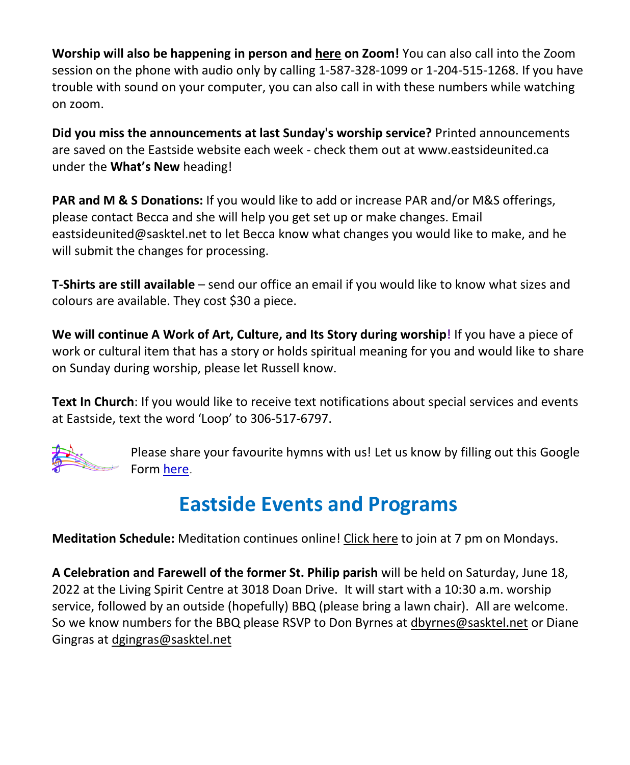**Worship will also be happening in person and here on Zoom!** You can also call into the Zoom session on the phone with audio only by calling 1-587-328-1099 or 1-204-515-1268. If you have trouble with sound on your computer, you can also call in with these numbers while watching on zoom.

**Did you miss the announcements at last Sunday's worship service?** Printed announcements are saved on the Eastside website each week - check them out at www.eastsideunited.ca under the **What's New** heading!

**PAR and M & S Donations:** If you would like to add or increase PAR and/or M&S offerings, please contact Becca and she will help you get set up or make changes. Email eastsideunited@sasktel.net to let Becca know what changes you would like to make, and he will submit the changes for processing.

**T-Shirts are still available** – send our office an email if you would like to know what sizes and colours are available. They cost $30 a piece.

**We will continue A Work of Art, Culture, and Its Story during worship!** If you have a piece of work or cultural item that has a story or holds spiritual meaning for you and would like to share on Sunday during worship, please let Russell know.

**Text In Church**: If you would like to receive text notifications about special services and events at Eastside, text the word 'Loop' to 306-517-6797.

Please share your favourite hymns with us! Let us know by filling out this Google Form here.

## Eastside Events and Programs

**Meditation Schedule:** Meditation continues online! Click here to join at 7 pm on Mondays.

**A Celebration and Farewell of the former St. Philip parish** will be held on Saturday, June 18, 2022 at the Living Spirit Centre at 3018 Doan Drive. It will start with a 10:30 a.m. worship service, followed by an outside (hopefully) BBQ (please bring a lawn chair). All are welcome. So we know numbers for the BBQ please RSVP to Don Byrnes at dbyrnes@sasktel.net or Diane Gingras at dgingras@sasktel.net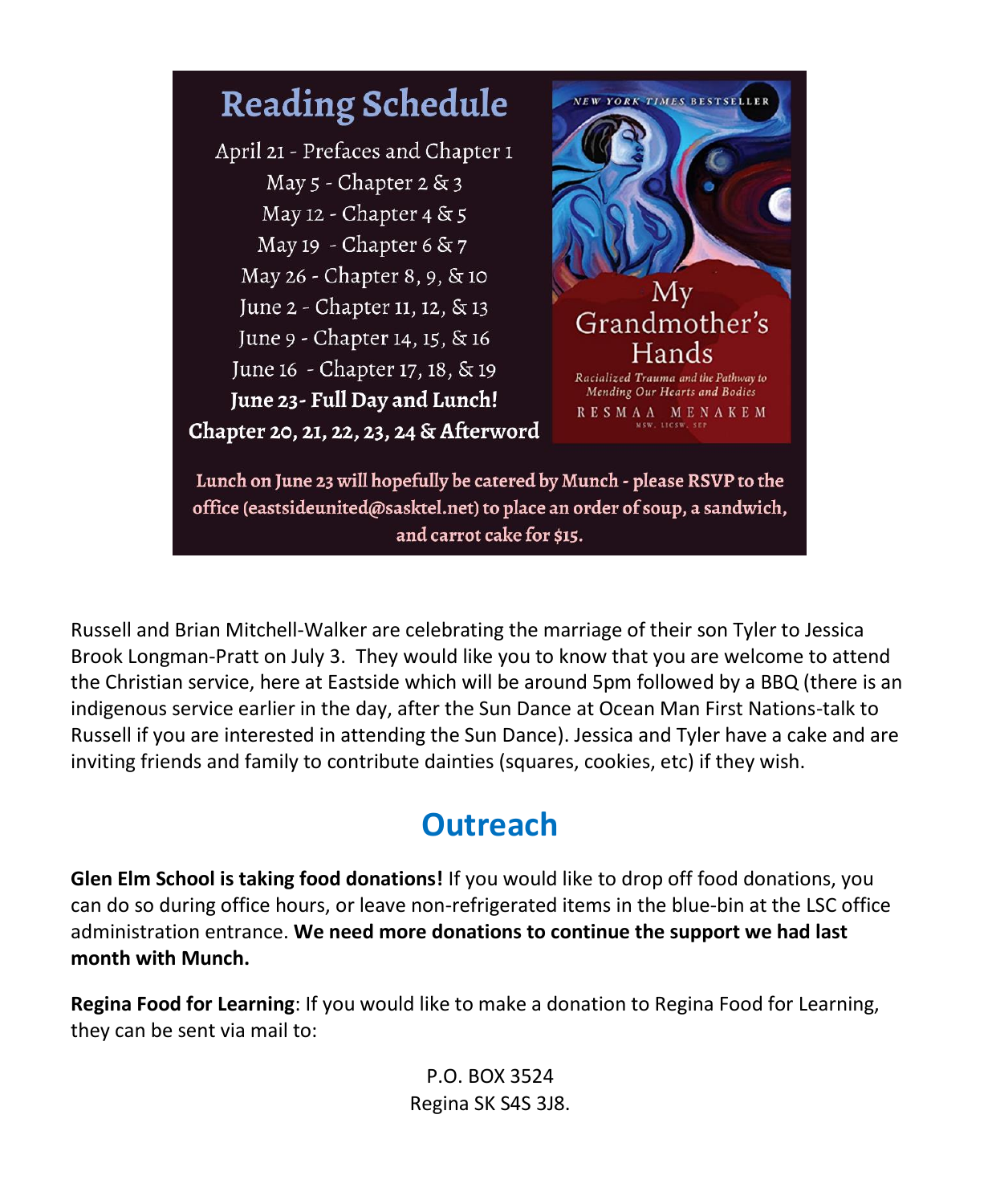## Reading Schedule

April 21 - Prefaces and Chapter 1
May 5 - Chapter 2 & 3
May 12 - Chapter 4 & 5
May 19 - Chapter 6 & 7
May 26 - Chapter 8, 9, & 10
June 2 - Chapter 11, 12, & 13
June 9 - Chapter 14, 15, & 16
June 16 - Chapter 17, 18, & 19
**June 23- Full Day and Lunch!**
**Chapter 20, 21, 22, 23, 24 & Afterword**

NEW YORK TIMES BESTSELLER

My Grandmother's Hands

*Racialized Trauma and the Pathway to Mending Our Hearts and Bodies*

RESMAA MENAKEM
MSW, LICSW, SEP

**Lunch on June 23 will hopefully be catered by Munch - please RSVP to the office (eastsideunited@sasktel.net) to place an order of soup, a sandwich, and carrot cake for $15.**

Russell and Brian Mitchell-Walker are celebrating the marriage of their son Tyler to Jessica Brook Longman-Pratt on July 3. They would like you to know that you are welcome to attend the Christian service, here at Eastside which will be around 5pm followed by a BBQ (there is an indigenous service earlier in the day, after the Sun Dance at Ocean Man First Nations-talk to Russell if you are interested in attending the Sun Dance). Jessica and Tyler have a cake and are inviting friends and family to contribute dainties (squares, cookies, etc) if they wish.

## Outreach

**Glen Elm School is taking food donations!** If you would like to drop off food donations, you can do so during office hours, or leave non-refrigerated items in the blue-bin at the LSC office administration entrance. **We need more donations to continue the support we had last month with Munch.**

**Regina Food for Learning**: If you would like to make a donation to Regina Food for Learning, they can be sent via mail to:

P.O. BOX 3524
Regina SK S4S 3J8.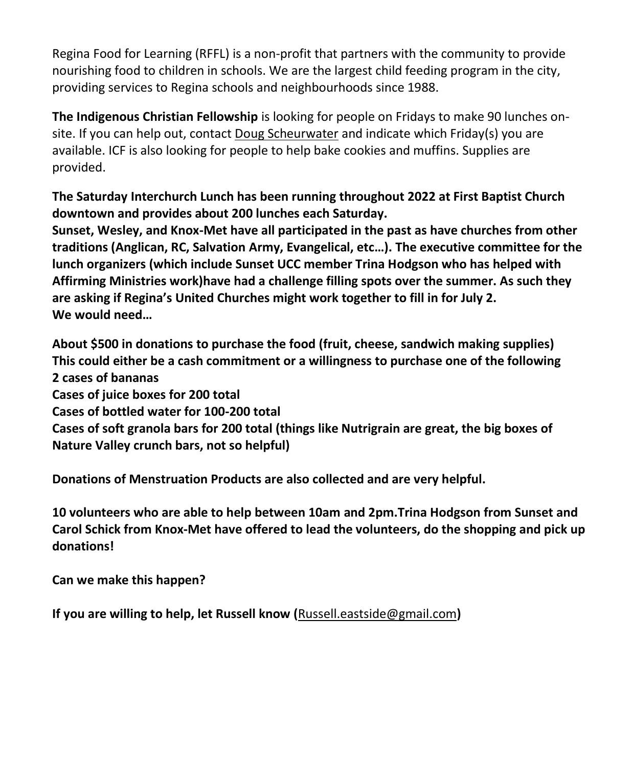Regina Food for Learning (RFFL) is a non-profit that partners with the community to provide nourishing food to children in schools. We are the largest child feeding program in the city, providing services to Regina schools and neighbourhoods since 1988.

**The Indigenous Christian Fellowship** is looking for people on Fridays to make 90 lunches on-site. If you can help out, contact Doug Scheurwater and indicate which Friday(s) you are available. ICF is also looking for people to help bake cookies and muffins. Supplies are provided.

**The Saturday Interchurch Lunch has been running throughout 2022 at First Baptist Church downtown and provides about 200 lunches each Saturday.**
**Sunset, Wesley, and Knox-Met have all participated in the past as have churches from other traditions (Anglican, RC, Salvation Army, Evangelical, etc…). The executive committee for the lunch organizers (which include Sunset UCC member Trina Hodgson who has helped with Affirming Ministries work)have had a challenge filling spots over the summer. As such they are asking if Regina's United Churches might work together to fill in for July 2.**
**We would need…**

**About $500 in donations to purchase the food (fruit, cheese, sandwich making supplies)**
**This could either be a cash commitment or a willingness to purchase one of the following**
**2 cases of bananas**
**Cases of juice boxes for 200 total**
**Cases of bottled water for 100-200 total**
**Cases of soft granola bars for 200 total (things like Nutrigrain are great, the big boxes of Nature Valley crunch bars, not so helpful)**

**Donations of Menstruation Products are also collected and are very helpful.**

**10 volunteers who are able to help between 10am and 2pm.Trina Hodgson from Sunset and Carol Schick from Knox-Met have offered to lead the volunteers, do the shopping and pick up donations!**

**Can we make this happen?**

**If you are willing to help, let Russell know (**Russell.eastside@gmail.com**)**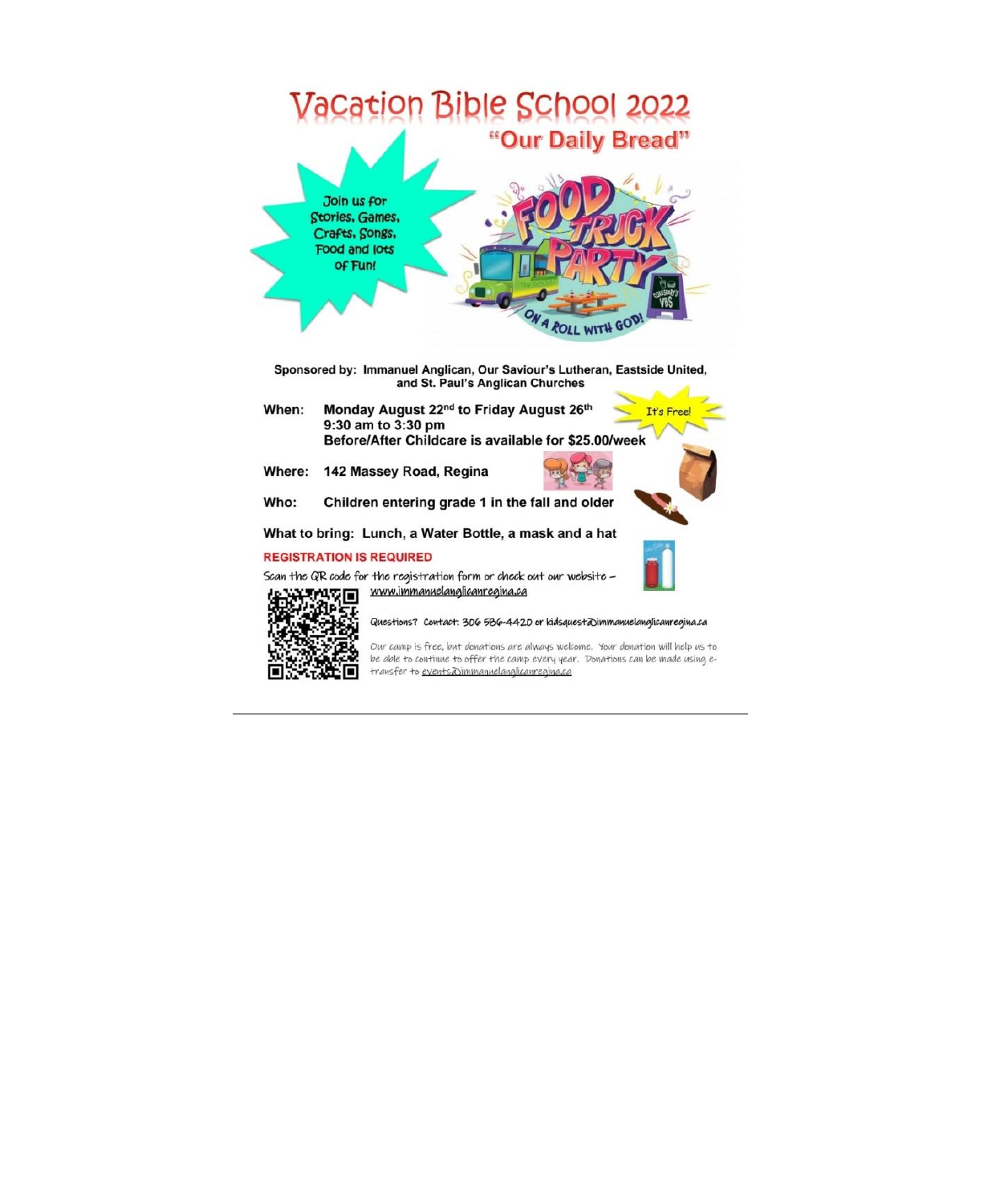# Vacation Bible School 2022

## "Our Daily Bread"

Join us for Stories, Games, Crafts, Songs, Food and lots of Fun!

FOOD TRUCK PARTY — ON A ROLL WITH GOD!

Sponsored by: Immanuel Anglican, Our Saviour's Lutheran, Eastside United, and St. Paul's Anglican Churches

**When:** Monday August 22nd to Friday August 26th
9:30 am to 3:30 pm
Before/After Childcare is available for $25.00/week

It's Free!

**Where:** 142 Massey Road, Regina

**Who:** Children entering grade 1 in the fall and older

**What to bring:** Lunch, a Water Bottle, a mask and a hat

**REGISTRATION IS REQUIRED**

Scan the QR code for the registration form or check out our website – www.immanuelanglicanregina.ca

Questions? Contact: 306 586-4420 or kidsquest@immanuelanglicanregina.ca

Our camp is free, but donations are always welcome. Your donation will help us to be able to continue to offer the camp every year. Donations can be made using e-transfer to events@immanuelanglicanregina.ca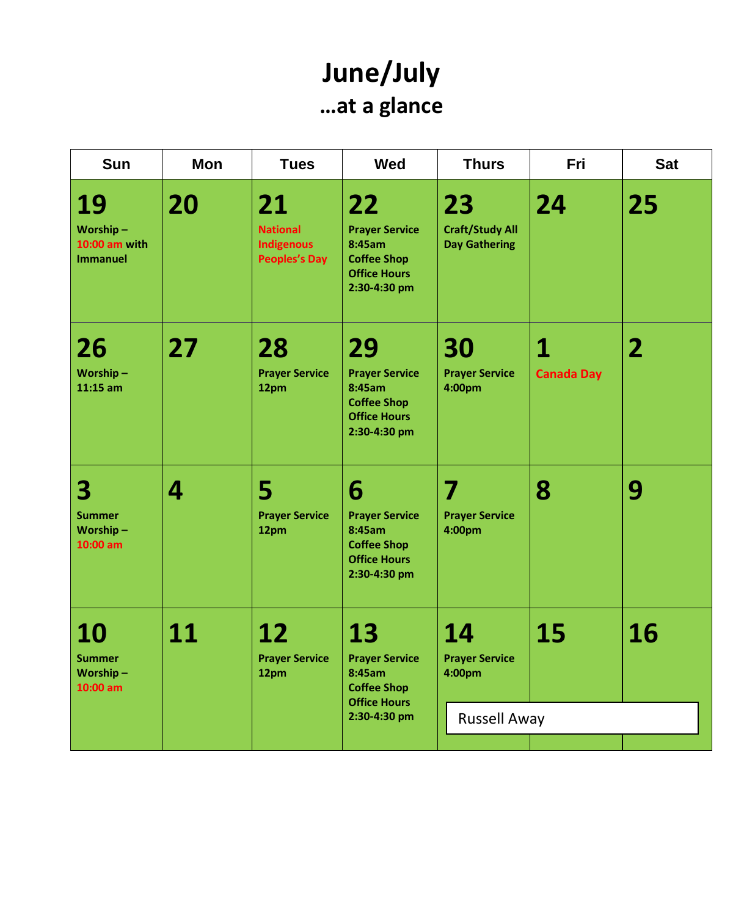# June/July

## …at a glance

| Sun | Mon | Tues | Wed | Thurs | Fri | Sat |
|---|---|---|---|---|---|---|
| **19** Worship – 10:00 am with Immanuel | **20** | **21** National Indigenous Peoples's Day | **22** Prayer Service 8:45am Coffee Shop Office Hours 2:30-4:30 pm | **23** Craft/Study All Day Gathering | **24** | **25** |
| **26** Worship – 11:15 am | **27** | **28** Prayer Service 12pm | **29** Prayer Service 8:45am Coffee Shop Office Hours 2:30-4:30 pm | **30** Prayer Service 4:00pm | **1** Canada Day | **2** |
| **3** Summer Worship – 10:00 am | **4** | **5** Prayer Service 12pm | **6** Prayer Service 8:45am Coffee Shop Office Hours 2:30-4:30 pm | **7** Prayer Service 4:00pm | **8** | **9** |
| **10** Summer Worship – 10:00 am | **11** | **12** Prayer Service 12pm | **13** Prayer Service 8:45am Coffee Shop Office Hours 2:30-4:30 pm | **14** Prayer Service 4:00pm Russell Away | **15** Russell Away | **16** Russell Away |